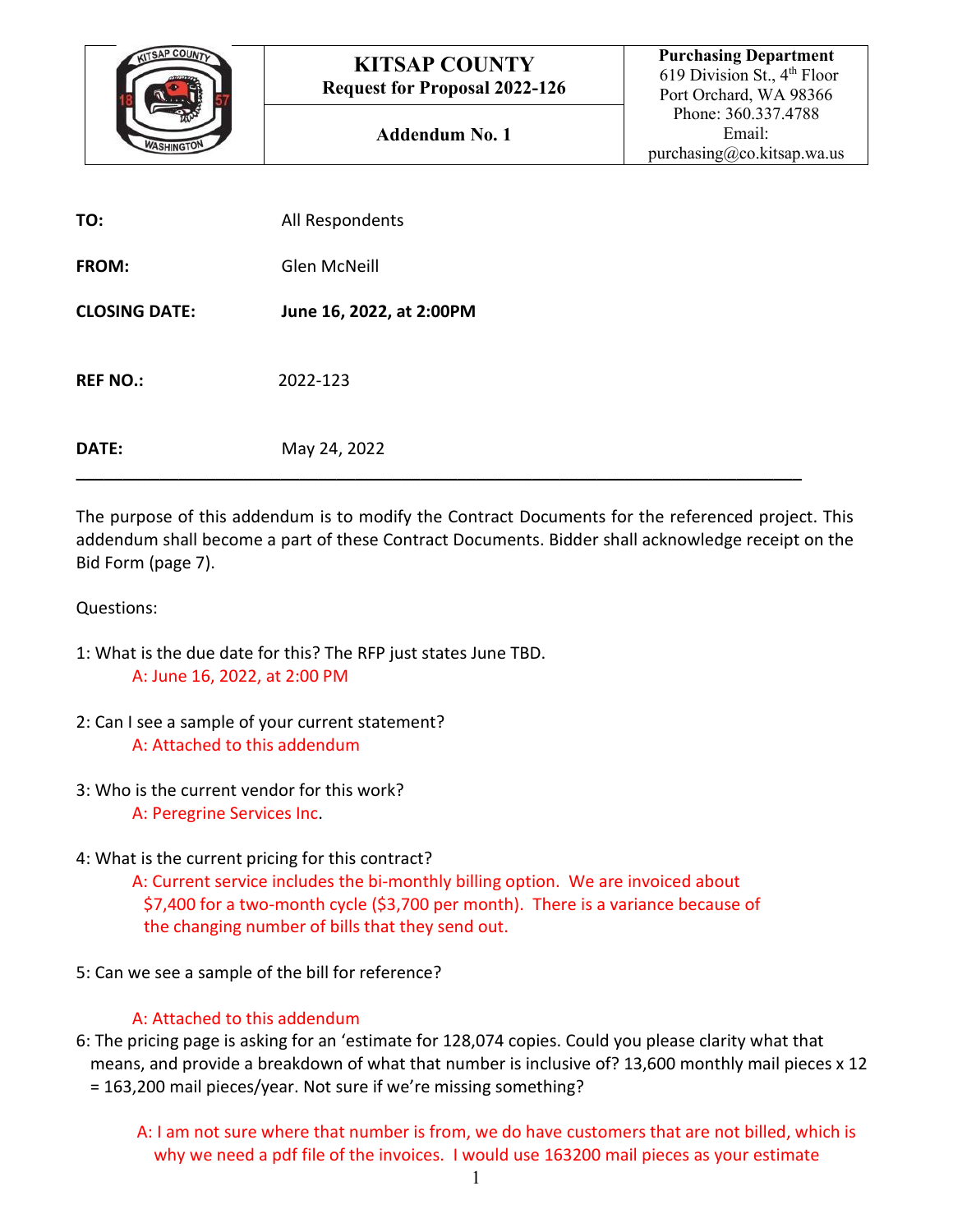| | **KITSAP COUNTY**<br>**Request for Proposal 2022-126** | **Purchasing Department**<br>619 Division St., 4th Floor<br>Port Orchard, WA 98366<br>Phone: 360.337.4788<br>Email:<br>purchasing@co.kitsap.wa.us |
|---|---|---|
| | **Addendum No. 1** | |

**TO:** All Respondents

**FROM:** Glen McNeill

**CLOSING DATE:** **June 16, 2022, at 2:00PM**

**REF NO.:** 2022-123

**DATE:** May 24, 2022

---

The purpose of this addendum is to modify the Contract Documents for the referenced project. This addendum shall become a part of these Contract Documents. Bidder shall acknowledge receipt on the Bid Form (page 7).

Questions:

1: What is the due date for this? The RFP just states June TBD.

A: June 16, 2022, at 2:00 PM

2: Can I see a sample of your current statement?

A: Attached to this addendum

3: Who is the current vendor for this work?

A: Peregrine Services Inc.

4: What is the current pricing for this contract?

A: Current service includes the bi-monthly billing option. We are invoiced about $7,400 for a two-month cycle ($3,700 per month). There is a variance because of the changing number of bills that they send out.

5: Can we see a sample of the bill for reference?

A: Attached to this addendum

6: The pricing page is asking for an 'estimate for 128,074 copies. Could you please clarity what that means, and provide a breakdown of what that number is inclusive of? 13,600 monthly mail pieces x 12 = 163,200 mail pieces/year. Not sure if we're missing something?

A: I am not sure where that number is from, we do have customers that are not billed, which is why we need a pdf file of the invoices. I would use 163200 mail pieces as your estimate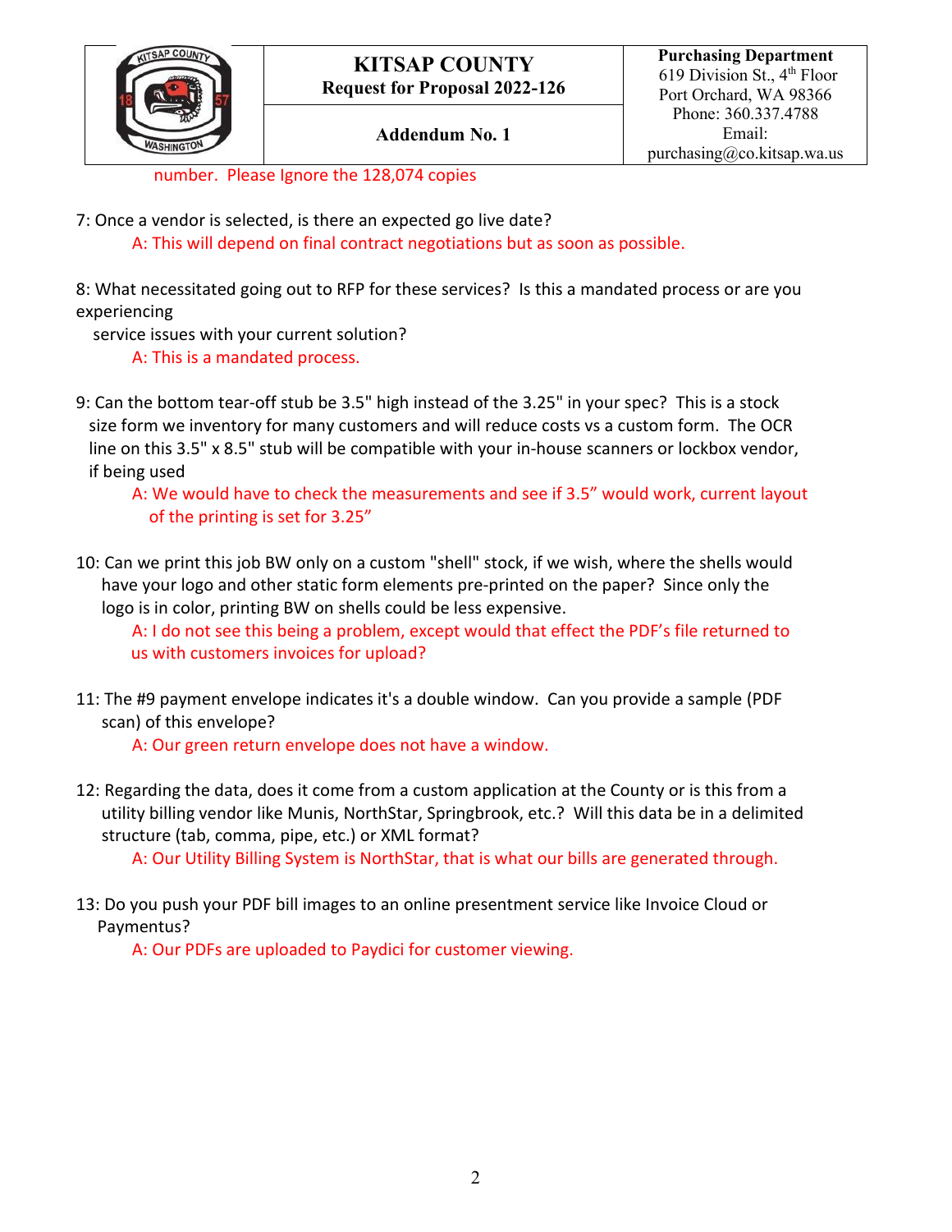number. Please Ignore the 128,074 copies

7: Once a vendor is selected, is there an expected go live date?

A: This will depend on final contract negotiations but as soon as possible.

8: What necessitated going out to RFP for these services? Is this a mandated process or are you experiencing service issues with your current solution?

A: This is a mandated process.

9: Can the bottom tear-off stub be 3.5" high instead of the 3.25" in your spec? This is a stock size form we inventory for many customers and will reduce costs vs a custom form. The OCR line on this 3.5" x 8.5" stub will be compatible with your in-house scanners or lockbox vendor, if being used

A: We would have to check the measurements and see if 3.5" would work, current layout of the printing is set for 3.25"

10: Can we print this job BW only on a custom "shell" stock, if we wish, where the shells would have your logo and other static form elements pre-printed on the paper? Since only the logo is in color, printing BW on shells could be less expensive.

A: I do not see this being a problem, except would that effect the PDF's file returned to us with customers invoices for upload?

11: The #9 payment envelope indicates it's a double window. Can you provide a sample (PDF scan) of this envelope?

A: Our green return envelope does not have a window.

12: Regarding the data, does it come from a custom application at the County or is this from a utility billing vendor like Munis, NorthStar, Springbrook, etc.? Will this data be in a delimited structure (tab, comma, pipe, etc.) or XML format?

A: Our Utility Billing System is NorthStar, that is what our bills are generated through.

13: Do you push your PDF bill images to an online presentment service like Invoice Cloud or Paymentus?

A: Our PDFs are uploaded to Paydici for customer viewing.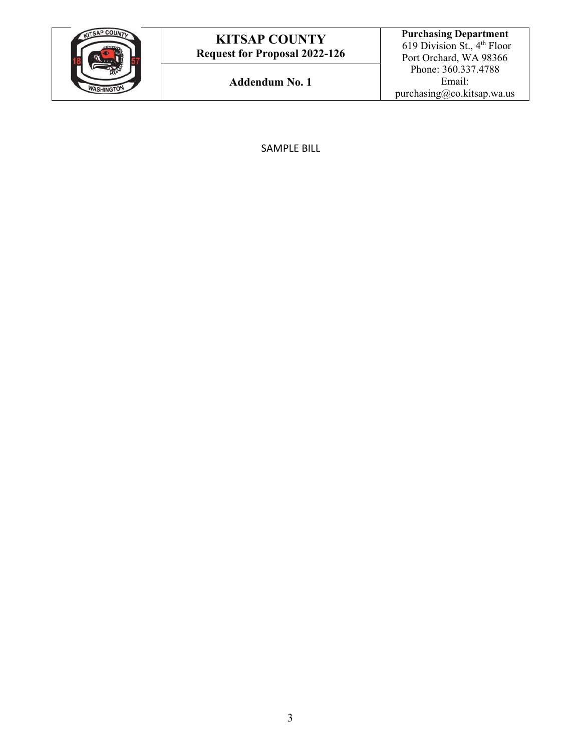| | | |
|---|---|---|
| | **KITSAP COUNTY**<br>**Request for Proposal 2022-126** | **Purchasing Department**<br>619 Division St., 4th Floor<br>Port Orchard, WA 98366<br>Phone: 360.337.4788<br>Email:<br>purchasing@co.kitsap.wa.us |
| | **Addendum No. 1** | |

SAMPLE BILL